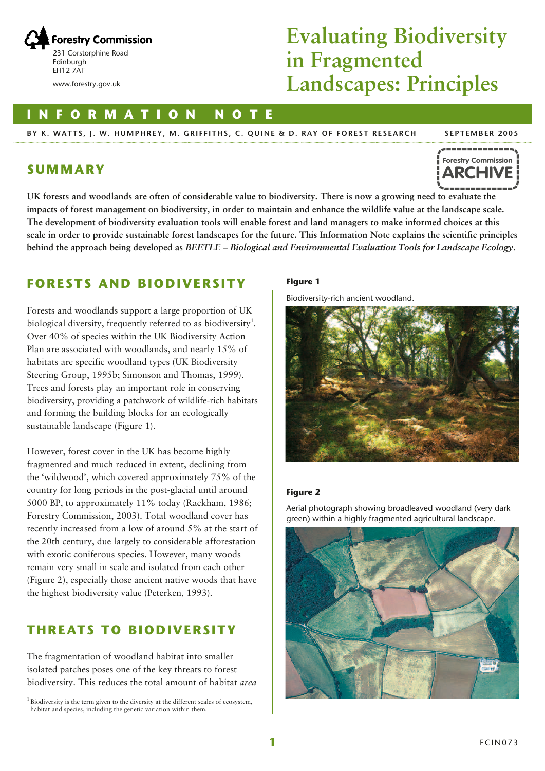Forestry Commission
231 Corstorphine Road
Edinburgh
EH12 7AT

www.forestry.gov.uk

# Evaluating Biodiversity in Fragmented Landscapes: Principles

**INFORMATION NOTE**

BY K. WATTS, J. W. HUMPHREY, M. GRIFFITHS, C. QUINE & D. RAY OF FOREST RESEARCH

SEPTEMBER 2005

Forestry Commission ARCHIVE

## SUMMARY

**UK forests and woodlands are often of considerable value to biodiversity. There is now a growing need to evaluate the impacts of forest management on biodiversity, in order to maintain and enhance the wildlife value at the landscape scale. The development of biodiversity evaluation tools will enable forest and land managers to make informed choices at this scale in order to provide sustainable forest landscapes for the future. This Information Note explains the scientific principles behind the approach being developed as *BEETLE – Biological and Environmental Evaluation Tools for Landscape Ecology*.**

## FORESTS AND BIODIVERSITY

Forests and woodlands support a large proportion of UK biological diversity, frequently referred to as biodiversity[1]. Over 40% of species within the UK Biodiversity Action Plan are associated with woodlands, and nearly 15% of habitats are specific woodland types (UK Biodiversity Steering Group, 1995b; Simonson and Thomas, 1999). Trees and forests play an important role in conserving biodiversity, providing a patchwork of wildlife-rich habitats and forming the building blocks for an ecologically sustainable landscape (Figure 1).

However, forest cover in the UK has become highly fragmented and much reduced in extent, declining from the 'wildwood', which covered approximately 75% of the country for long periods in the post-glacial until around 5000 BP, to approximately 11% today (Rackham, 1986; Forestry Commission, 2003). Total woodland cover has recently increased from a low of around 5% at the start of the 20th century, due largely to considerable afforestation with exotic coniferous species. However, many woods remain very small in scale and isolated from each other (Figure 2), especially those ancient native woods that have the highest biodiversity value (Peterken, 1993).

## THREATS TO BIODIVERSITY

The fragmentation of woodland habitat into smaller isolated patches poses one of the key threats to forest biodiversity. This reduces the total amount of habitat *area*

[1] Biodiversity is the term given to the diversity at the different scales of ecosystem, habitat and species, including the genetic variation within them.

**Figure 1**

Biodiversity-rich ancient woodland.

**Figure 2**

Aerial photograph showing broadleaved woodland (very dark green) within a highly fragmented agricultural landscape.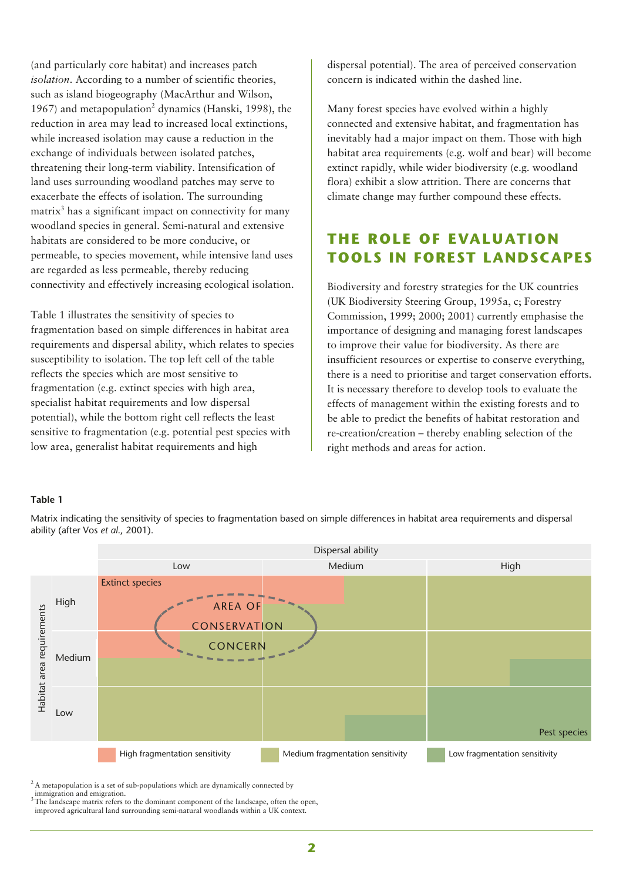(and particularly core habitat) and increases patch *isolation*. According to a number of scientific theories, such as island biogeography (MacArthur and Wilson, 1967) and metapopulation[2] dynamics (Hanski, 1998), the reduction in area may lead to increased local extinctions, while increased isolation may cause a reduction in the exchange of individuals between isolated patches, threatening their long-term viability. Intensification of land uses surrounding woodland patches may serve to exacerbate the effects of isolation. The surrounding matrix[3] has a significant impact on connectivity for many woodland species in general. Semi-natural and extensive habitats are considered to be more conducive, or permeable, to species movement, while intensive land uses are regarded as less permeable, thereby reducing connectivity and effectively increasing ecological isolation.

Table 1 illustrates the sensitivity of species to fragmentation based on simple differences in habitat area requirements and dispersal ability, which relates to species susceptibility to isolation. The top left cell of the table reflects the species which are most sensitive to fragmentation (e.g. extinct species with high area, specialist habitat requirements and low dispersal potential), while the bottom right cell reflects the least sensitive to fragmentation (e.g. potential pest species with low area, generalist habitat requirements and high dispersal potential). The area of perceived conservation concern is indicated within the dashed line.

Many forest species have evolved within a highly connected and extensive habitat, and fragmentation has inevitably had a major impact on them. Those with high habitat area requirements (e.g. wolf and bear) will become extinct rapidly, while wider biodiversity (e.g. woodland flora) exhibit a slow attrition. There are concerns that climate change may further compound these effects.

## THE ROLE OF EVALUATION TOOLS IN FOREST LANDSCAPES

Biodiversity and forestry strategies for the UK countries (UK Biodiversity Steering Group, 1995a, c; Forestry Commission, 1999; 2000; 2001) currently emphasise the importance of designing and managing forest landscapes to improve their value for biodiversity. As there are insufficient resources or expertise to conserve everything, there is a need to prioritise and target conservation efforts. It is necessary therefore to develop tools to evaluate the effects of management within the existing forests and to be able to predict the benefits of habitat restoration and re-creation/creation – thereby enabling selection of the right methods and areas for action.

**Table 1**

Matrix indicating the sensitivity of species to fragmentation based on simple differences in habitat area requirements and dispersal ability (after Vos *et al.,* 2001).

| Habitat area requirements | Dispersal ability: Low | Dispersal ability: Medium | Dispersal ability: High |
|---|---|---|---|
| High | Extinct species; High fragmentation sensitivity (Area of conservation concern) | High / Medium fragmentation sensitivity (Area of conservation concern) | Medium fragmentation sensitivity |
| Medium | High / Medium fragmentation sensitivity (Area of conservation concern) | Medium fragmentation sensitivity (Area of conservation concern) | Medium / Low fragmentation sensitivity |
| Low | Medium fragmentation sensitivity | Medium / Low fragmentation sensitivity | Low fragmentation sensitivity; Pest species |

Key: High fragmentation sensitivity; Medium fragmentation sensitivity; Low fragmentation sensitivity

[2] A metapopulation is a set of sub-populations which are dynamically connected by immigration and emigration.

[3] The landscape matrix refers to the dominant component of the landscape, often the open, improved agricultural land surrounding semi-natural woodlands within a UK context.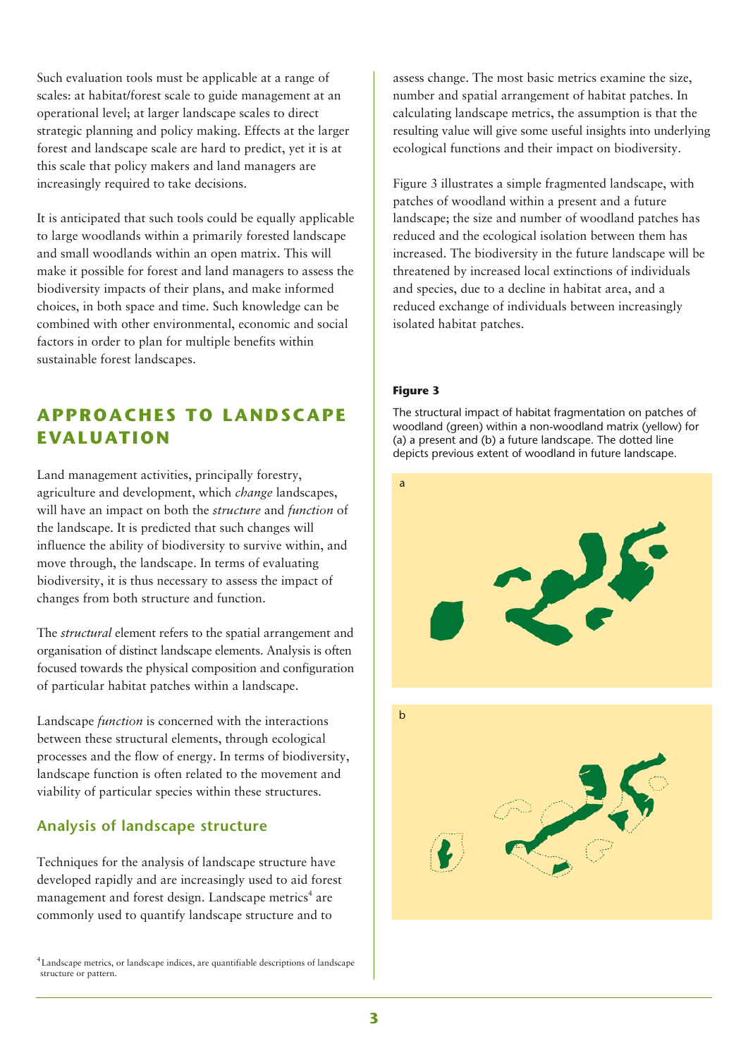Such evaluation tools must be applicable at a range of scales: at habitat/forest scale to guide management at an operational level; at larger landscape scales to direct strategic planning and policy making. Effects at the larger forest and landscape scale are hard to predict, yet it is at this scale that policy makers and land managers are increasingly required to take decisions.

It is anticipated that such tools could be equally applicable to large woodlands within a primarily forested landscape and small woodlands within an open matrix. This will make it possible for forest and land managers to assess the biodiversity impacts of their plans, and make informed choices, in both space and time. Such knowledge can be combined with other environmental, economic and social factors in order to plan for multiple benefits within sustainable forest landscapes.

## APPROACHES TO LANDSCAPE EVALUATION

Land management activities, principally forestry, agriculture and development, which *change* landscapes, will have an impact on both the *structure* and *function* of the landscape. It is predicted that such changes will influence the ability of biodiversity to survive within, and move through, the landscape. In terms of evaluating biodiversity, it is thus necessary to assess the impact of changes from both structure and function.

The *structural* element refers to the spatial arrangement and organisation of distinct landscape elements. Analysis is often focused towards the physical composition and configuration of particular habitat patches within a landscape.

Landscape *function* is concerned with the interactions between these structural elements, through ecological processes and the flow of energy. In terms of biodiversity, landscape function is often related to the movement and viability of particular species within these structures.

### Analysis of landscape structure

Techniques for the analysis of landscape structure have developed rapidly and are increasingly used to aid forest management and forest design. Landscape metrics[4] are commonly used to quantify landscape structure and to assess change. The most basic metrics examine the size, number and spatial arrangement of habitat patches. In calculating landscape metrics, the assumption is that the resulting value will give some useful insights into underlying ecological functions and their impact on biodiversity.

Figure 3 illustrates a simple fragmented landscape, with patches of woodland within a present and a future landscape; the size and number of woodland patches has reduced and the ecological isolation between them has increased. The biodiversity in the future landscape will be threatened by increased local extinctions of individuals and species, due to a decline in habitat area, and a reduced exchange of individuals between increasingly isolated habitat patches.

**Figure 3**

The structural impact of habitat fragmentation on patches of woodland (green) within a non-woodland matrix (yellow) for (a) a present and (b) a future landscape. The dotted line depicts previous extent of woodland in future landscape.

[4] Landscape metrics, or landscape indices, are quantifiable descriptions of landscape structure or pattern.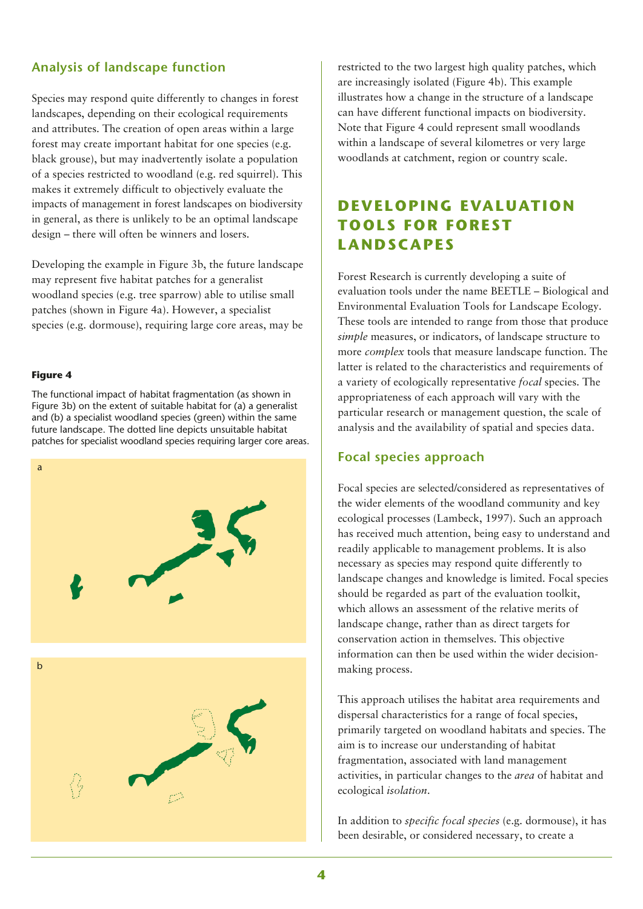## Analysis of landscape function

Species may respond quite differently to changes in forest landscapes, depending on their ecological requirements and attributes. The creation of open areas within a large forest may create important habitat for one species (e.g. black grouse), but may inadvertently isolate a population of a species restricted to woodland (e.g. red squirrel). This makes it extremely difficult to objectively evaluate the impacts of management in forest landscapes on biodiversity in general, as there is unlikely to be an optimal landscape design – there will often be winners and losers.

Developing the example in Figure 3b, the future landscape may represent five habitat patches for a generalist woodland species (e.g. tree sparrow) able to utilise small patches (shown in Figure 4a). However, a specialist species (e.g. dormouse), requiring large core areas, may be restricted to the two largest high quality patches, which are increasingly isolated (Figure 4b). This example illustrates how a change in the structure of a landscape can have different functional impacts on biodiversity. Note that Figure 4 could represent small woodlands within a landscape of several kilometres or very large woodlands at catchment, region or country scale.

**Figure 4**

The functional impact of habitat fragmentation (as shown in Figure 3b) on the extent of suitable habitat for (a) a generalist and (b) a specialist woodland species (green) within the same future landscape. The dotted line depicts unsuitable habitat patches for specialist woodland species requiring larger core areas.

# DEVELOPING EVALUATION TOOLS FOR FOREST LANDSCAPES

Forest Research is currently developing a suite of evaluation tools under the name BEETLE – Biological and Environmental Evaluation Tools for Landscape Ecology. These tools are intended to range from those that produce *simple* measures, or indicators, of landscape structure to more *complex* tools that measure landscape function. The latter is related to the characteristics and requirements of a variety of ecologically representative *focal* species. The appropriateness of each approach will vary with the particular research or management question, the scale of analysis and the availability of spatial and species data.

## Focal species approach

Focal species are selected/considered as representatives of the wider elements of the woodland community and key ecological processes (Lambeck, 1997). Such an approach has received much attention, being easy to understand and readily applicable to management problems. It is also necessary as species may respond quite differently to landscape changes and knowledge is limited. Focal species should be regarded as part of the evaluation toolkit, which allows an assessment of the relative merits of landscape change, rather than as direct targets for conservation action in themselves. This objective information can then be used within the wider decision-making process.

This approach utilises the habitat area requirements and dispersal characteristics for a range of focal species, primarily targeted on woodland habitats and species. The aim is to increase our understanding of habitat fragmentation, associated with land management activities, in particular changes to the *area* of habitat and ecological *isolation*.

In addition to *specific focal species* (e.g. dormouse), it has been desirable, or considered necessary, to create a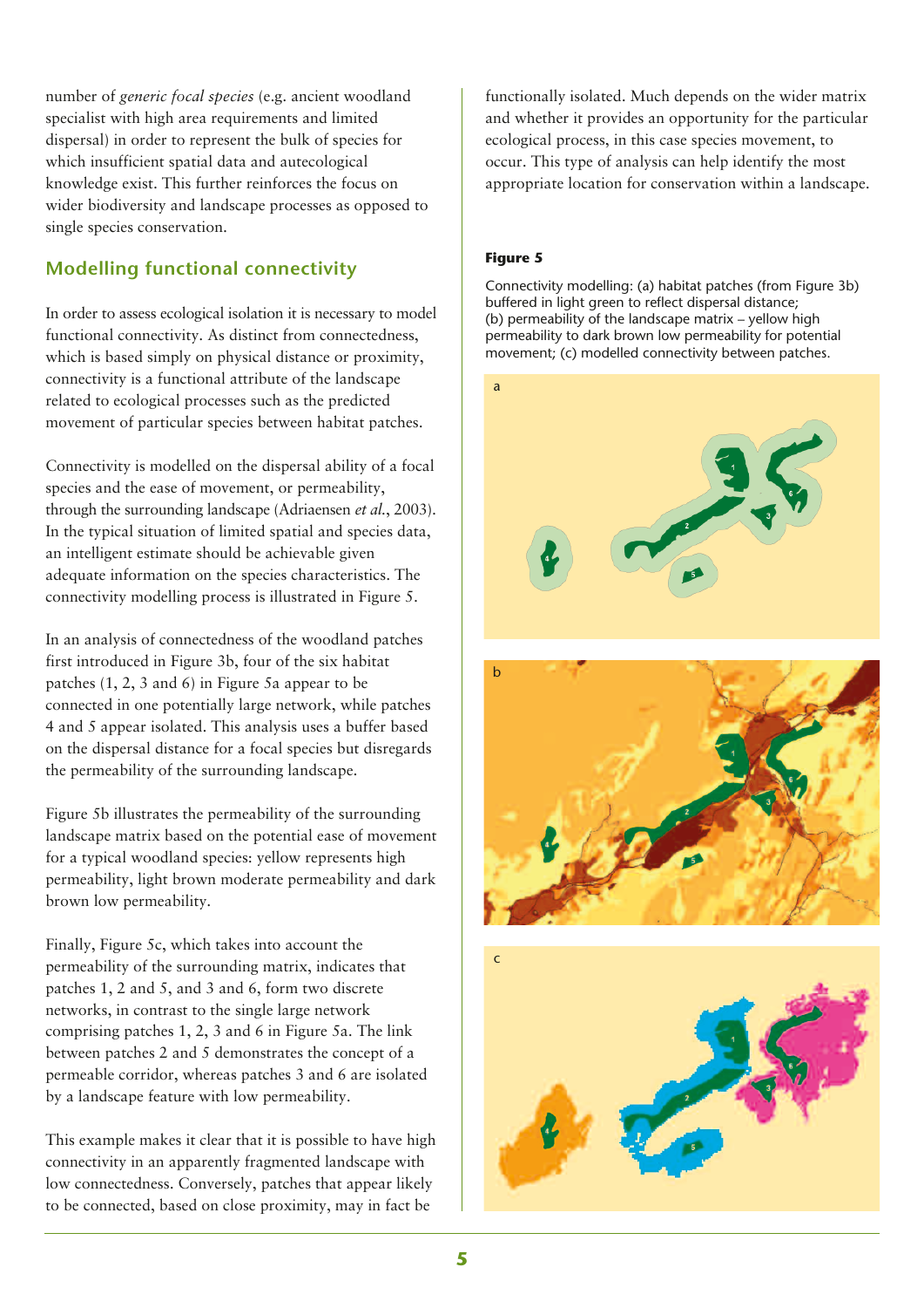number of *generic focal species* (e.g. ancient woodland specialist with high area requirements and limited dispersal) in order to represent the bulk of species for which insufficient spatial data and autecological knowledge exist. This further reinforces the focus on wider biodiversity and landscape processes as opposed to single species conservation.

## Modelling functional connectivity

In order to assess ecological isolation it is necessary to model functional connectivity. As distinct from connectedness, which is based simply on physical distance or proximity, connectivity is a functional attribute of the landscape related to ecological processes such as the predicted movement of particular species between habitat patches.

Connectivity is modelled on the dispersal ability of a focal species and the ease of movement, or permeability, through the surrounding landscape (Adriaensen *et al.*, 2003). In the typical situation of limited spatial and species data, an intelligent estimate should be achievable given adequate information on the species characteristics. The connectivity modelling process is illustrated in Figure 5.

In an analysis of connectedness of the woodland patches first introduced in Figure 3b, four of the six habitat patches (1, 2, 3 and 6) in Figure 5a appear to be connected in one potentially large network, while patches 4 and 5 appear isolated. This analysis uses a buffer based on the dispersal distance for a focal species but disregards the permeability of the surrounding landscape.

Figure 5b illustrates the permeability of the surrounding landscape matrix based on the potential ease of movement for a typical woodland species: yellow represents high permeability, light brown moderate permeability and dark brown low permeability.

Finally, Figure 5c, which takes into account the permeability of the surrounding matrix, indicates that patches 1, 2 and 5, and 3 and 6, form two discrete networks, in contrast to the single large network comprising patches 1, 2, 3 and 6 in Figure 5a. The link between patches 2 and 5 demonstrates the concept of a permeable corridor, whereas patches 3 and 6 are isolated by a landscape feature with low permeability.

This example makes it clear that it is possible to have high connectivity in an apparently fragmented landscape with low connectedness. Conversely, patches that appear likely to be connected, based on close proximity, may in fact be functionally isolated. Much depends on the wider matrix and whether it provides an opportunity for the particular ecological process, in this case species movement, to occur. This type of analysis can help identify the most appropriate location for conservation within a landscape.

**Figure 5**

Connectivity modelling: (a) habitat patches (from Figure 3b) buffered in light green to reflect dispersal distance; (b) permeability of the landscape matrix – yellow high permeability to dark brown low permeability for potential movement; (c) modelled connectivity between patches.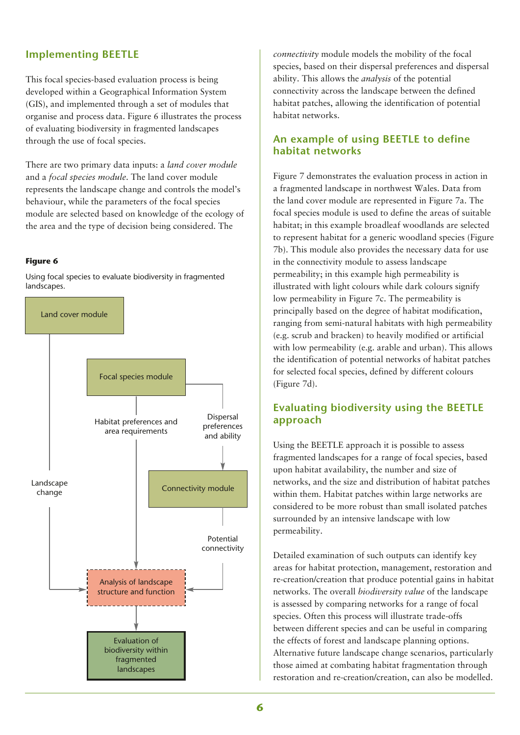## Implementing BEETLE

This focal species-based evaluation process is being developed within a Geographical Information System (GIS), and implemented through a set of modules that organise and process data. Figure 6 illustrates the process of evaluating biodiversity in fragmented landscapes through the use of focal species.

There are two primary data inputs: a *land cover module* and a *focal species module*. The land cover module represents the landscape change and controls the model's behaviour, while the parameters of the focal species module are selected based on knowledge of the ecology of the area and the type of decision being considered. The *connectivity* module models the mobility of the focal species, based on their dispersal preferences and dispersal ability. This allows the *analysis* of the potential connectivity across the landscape between the defined habitat patches, allowing the identification of potential habitat networks.

**Figure 6**

Using focal species to evaluate biodiversity in fragmented landscapes.

Land cover module

Focal species module

Habitat preferences and area requirements

Dispersal preferences and ability

Landscape change

Connectivity module

Potential connectivity

Analysis of landscape structure and function

Evaluation of biodiversity within fragmented landscapes

## An example of using BEETLE to define habitat networks

Figure 7 demonstrates the evaluation process in action in a fragmented landscape in northwest Wales. Data from the land cover module are represented in Figure 7a. The focal species module is used to define the areas of suitable habitat; in this example broadleaf woodlands are selected to represent habitat for a generic woodland species (Figure 7b). This module also provides the necessary data for use in the connectivity module to assess landscape permeability; in this example high permeability is illustrated with light colours while dark colours signify low permeability in Figure 7c. The permeability is principally based on the degree of habitat modification, ranging from semi-natural habitats with high permeability (e.g. scrub and bracken) to heavily modified or artificial with low permeability (e.g. arable and urban). This allows the identification of potential networks of habitat patches for selected focal species, defined by different colours (Figure 7d).

## Evaluating biodiversity using the BEETLE approach

Using the BEETLE approach it is possible to assess fragmented landscapes for a range of focal species, based upon habitat availability, the number and size of networks, and the size and distribution of habitat patches within them. Habitat patches within large networks are considered to be more robust than small isolated patches surrounded by an intensive landscape with low permeability.

Detailed examination of such outputs can identify key areas for habitat protection, management, restoration and re-creation/creation that produce potential gains in habitat networks. The overall *biodiversity value* of the landscape is assessed by comparing networks for a range of focal species. Often this process will illustrate trade-offs between different species and can be useful in comparing the effects of forest and landscape planning options. Alternative future landscape change scenarios, particularly those aimed at combating habitat fragmentation through restoration and re-creation/creation, can also be modelled.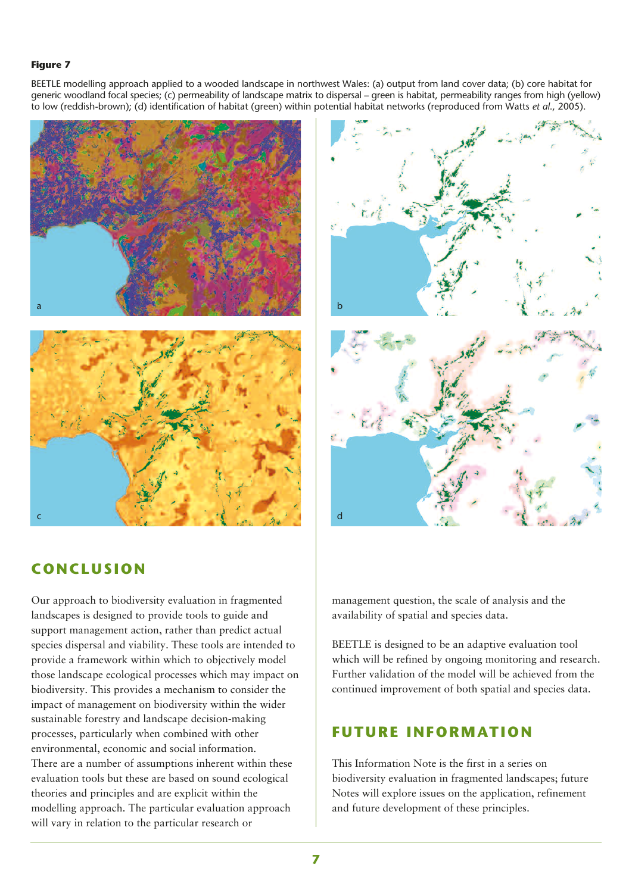**Figure 7**

BEETLE modelling approach applied to a wooded landscape in northwest Wales: (a) output from land cover data; (b) core habitat for generic woodland focal species; (c) permeability of landscape matrix to dispersal – green is habitat, permeability ranges from high (yellow) to low (reddish-brown); (d) identification of habitat (green) within potential habitat networks (reproduced from Watts *et al.*, 2005).

## CONCLUSION

Our approach to biodiversity evaluation in fragmented landscapes is designed to provide tools to guide and support management action, rather than predict actual species dispersal and viability. These tools are intended to provide a framework within which to objectively model those landscape ecological processes which may impact on biodiversity. This provides a mechanism to consider the impact of management on biodiversity within the wider sustainable forestry and landscape decision-making processes, particularly when combined with other environmental, economic and social information. There are a number of assumptions inherent within these evaluation tools but these are based on sound ecological theories and principles and are explicit within the modelling approach. The particular evaluation approach will vary in relation to the particular research or management question, the scale of analysis and the availability of spatial and species data.

BEETLE is designed to be an adaptive evaluation tool which will be refined by ongoing monitoring and research. Further validation of the model will be achieved from the continued improvement of both spatial and species data.

## FUTURE INFORMATION

This Information Note is the first in a series on biodiversity evaluation in fragmented landscapes; future Notes will explore issues on the application, refinement and future development of these principles.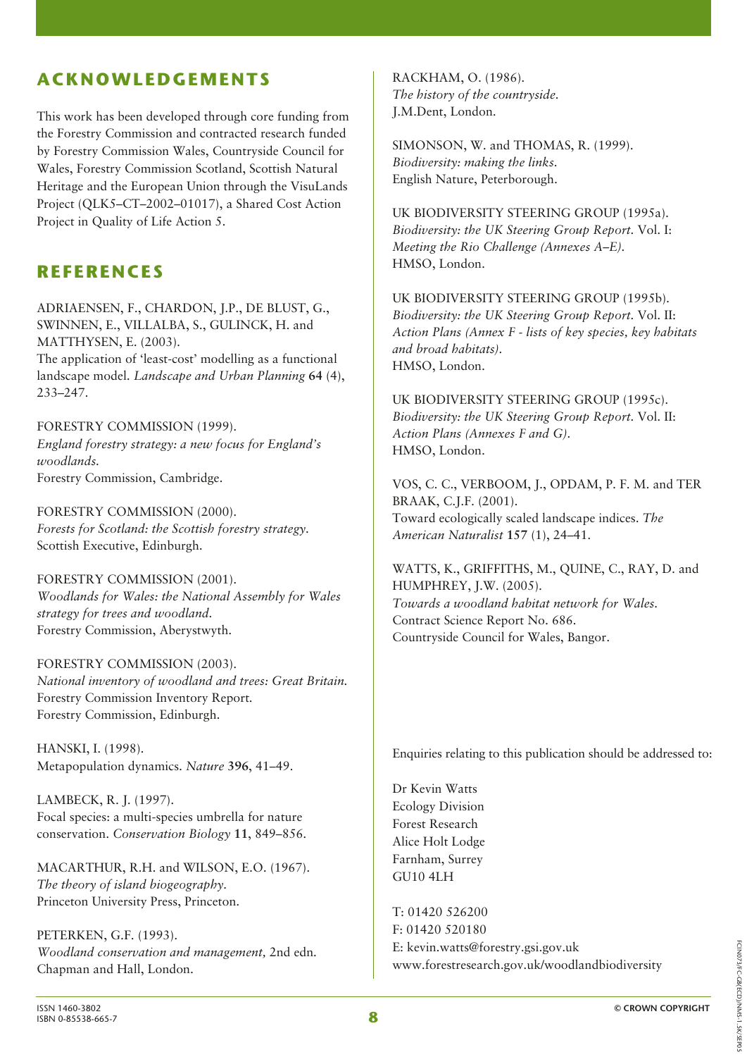## ACKNOWLEDGEMENTS

This work has been developed through core funding from the Forestry Commission and contracted research funded by Forestry Commission Wales, Countryside Council for Wales, Forestry Commission Scotland, Scottish Natural Heritage and the European Union through the VisuLands Project (QLK5–CT–2002–01017), a Shared Cost Action Project in Quality of Life Action 5.

## REFERENCES

ADRIAENSEN, F., CHARDON, J.P., DE BLUST, G., SWINNEN, E., VILLALBA, S., GULINCK, H. and MATTHYSEN, E. (2003).
The application of 'least-cost' modelling as a functional landscape model. *Landscape and Urban Planning* **64** (4), 233–247.

FORESTRY COMMISSION (1999).
*England forestry strategy: a new focus for England's woodlands.*
Forestry Commission, Cambridge.

FORESTRY COMMISSION (2000).
*Forests for Scotland: the Scottish forestry strategy.*
Scottish Executive, Edinburgh.

FORESTRY COMMISSION (2001).
*Woodlands for Wales: the National Assembly for Wales strategy for trees and woodland.*
Forestry Commission, Aberystwyth.

FORESTRY COMMISSION (2003).
*National inventory of woodland and trees: Great Britain.*
Forestry Commission Inventory Report.
Forestry Commission, Edinburgh.

HANSKI, I. (1998).
Metapopulation dynamics. *Nature* **396**, 41–49.

LAMBECK, R. J. (1997).
Focal species: a multi-species umbrella for nature conservation. *Conservation Biology* **11**, 849–856.

MACARTHUR, R.H. and WILSON, E.O. (1967).
*The theory of island biogeography.*
Princeton University Press, Princeton.

PETERKEN, G.F. (1993).
*Woodland conservation and management,* 2nd edn.
Chapman and Hall, London.

RACKHAM, O. (1986).
*The history of the countryside.*
J.M.Dent, London.

SIMONSON, W. and THOMAS, R. (1999).
*Biodiversity: making the links.*
English Nature, Peterborough.

UK BIODIVERSITY STEERING GROUP (1995a).
*Biodiversity: the UK Steering Group Report.* Vol. I: *Meeting the Rio Challenge (Annexes A–E).*
HMSO, London.

UK BIODIVERSITY STEERING GROUP (1995b).
*Biodiversity: the UK Steering Group Report.* Vol. II: *Action Plans (Annex F - lists of key species, key habitats and broad habitats).*
HMSO, London.

UK BIODIVERSITY STEERING GROUP (1995c).
*Biodiversity: the UK Steering Group Report.* Vol. II: *Action Plans (Annexes F and G).*
HMSO, London.

VOS, C. C., VERBOOM, J., OPDAM, P. F. M. and TER BRAAK, C.J.F. (2001).
Toward ecologically scaled landscape indices. *The American Naturalist* **157** (1), 24–41.

WATTS, K., GRIFFITHS, M., QUINE, C., RAY, D. and HUMPHREY, J.W. (2005).
*Towards a woodland habitat network for Wales.*
Contract Science Report No. 686.
Countryside Council for Wales, Bangor.

Enquiries relating to this publication should be addressed to:

Dr Kevin Watts
Ecology Division
Forest Research
Alice Holt Lodge
Farnham, Surrey
GU10 4LH

T: 01420 526200
F: 01420 520180
E: kevin.watts@forestry.gsi.gov.uk
www.forestresearch.gov.uk/woodlandbiodiversity

ISSN 1460-3802
ISBN 0-85538-665-7

© CROWN COPYRIGHT

FCIN073/FC-GB(ECD)/NMS-1.5K/SEP05